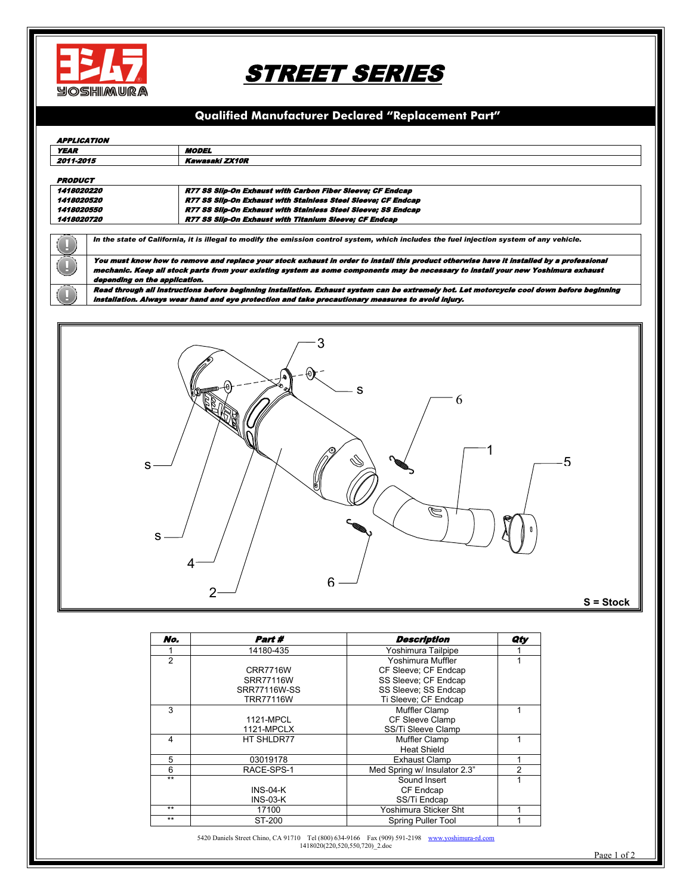# STREET SERIES

## Qualified Manufacturer Declared "Replacement Part"

***APPLICATION***

| ***YEAR*** | ***MODEL*** |
|---|---|
| ***2011-2015*** | ***Kawasaki ZX10R*** |

***PRODUCT***

| | |
|---|---|
| ***1418020220*** | ***R77 SS Slip-On Exhaust with Carbon Fiber Sleeve; CF Endcap*** |
| ***1418020520*** | ***R77 SS Slip-On Exhaust with Stainless Steel Sleeve; CF Endcap*** |
| ***1418020550*** | ***R77 SS Slip-On Exhaust with Stainless Steel Sleeve; SS Endcap*** |
| ***1418020720*** | ***R77 SS Slip-On Exhaust with Titanium Sleeve; CF Endcap*** |

- ***In the state of California, it is illegal to modify the emission control system, which includes the fuel injection system of any vehicle.***
- ***You must know how to remove and replace your stock exhaust in order to install this product otherwise have it installed by a professional mechanic. Keep all stock parts from your existing system as some components may be necessary to install your new Yoshimura exhaust depending on the application.***
- ***Read through all instructions before beginning installation. Exhaust system can be extremely hot. Let motorcycle cool down before beginning installation. Always wear hand and eye protection and take precautionary measures to avoid injury.***

**S = Stock**

| *No.* | *Part #* | *Description* | *Qty* |
|---|---|---|---|
| 1 | 14180-435 | Yoshimura Tailpipe | 1 |
| 2 | | Yoshimura Muffler | 1 |
| | CRR7716W | CF Sleeve; CF Endcap | |
| | SRR77116W | SS Sleeve; CF Endcap | |
| | SRR77116W-SS | SS Sleeve; SS Endcap | |
| | TRR77116W | Ti Sleeve; CF Endcap | |
| 3 | | Muffler Clamp | 1 |
| | 1121-MPCL | CF Sleeve Clamp | |
| | 1121-MPCLX | SS/Ti Sleeve Clamp | |
| 4 | HT SHLDR77 | Muffler Clamp | 1 |
| | | Heat Shield | |
| 5 | 03019178 | Exhaust Clamp | 1 |
| 6 | RACE-SPS-1 | Med Spring w/ Insulator 2.3" | 2 |
| ** | | Sound Insert | 1 |
| | INS-04-K | CF Endcap | |
| | INS-03-K | SS/Ti Endcap | |
| ** | 17100 | Yoshimura Sticker Sht | 1 |
| ** | ST-200 | Spring Puller Tool | 1 |

5420 Daniels Street Chino, CA 91710 Tel (800) 634-9166 Fax (909) 591-2198 www.yoshimura-rd.com
1418020(220,520,550,720)_2.doc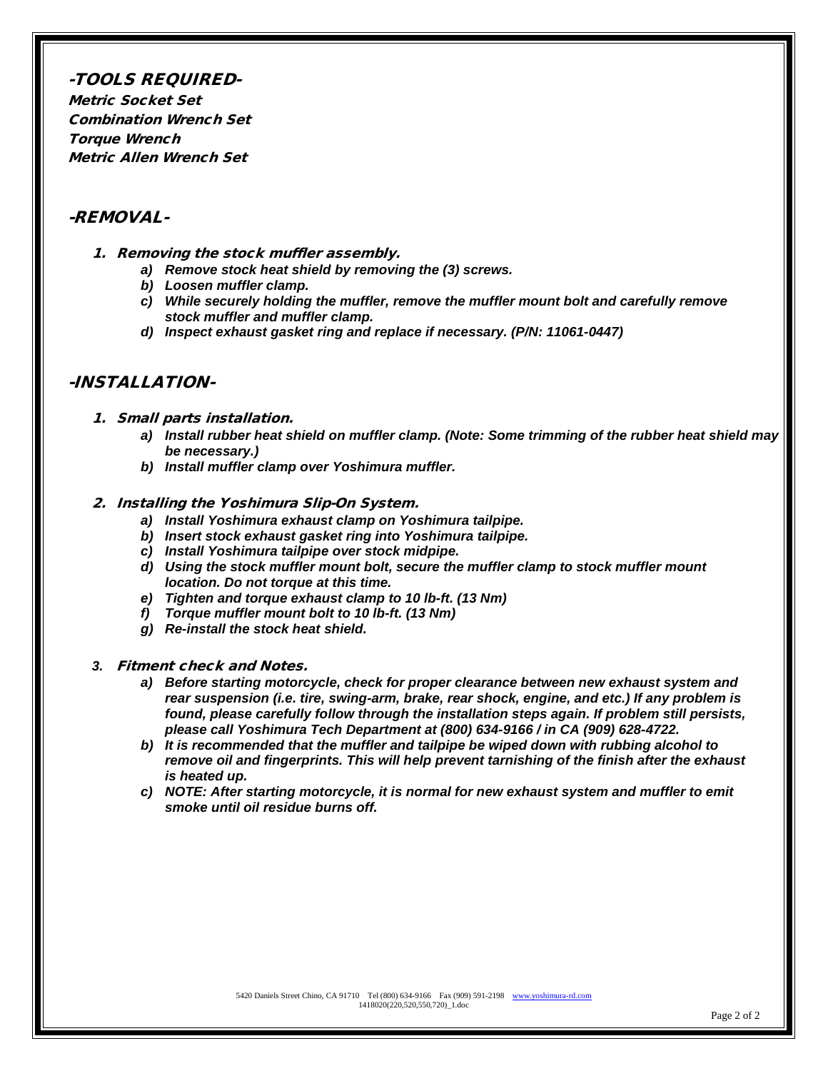## -TOOLS REQUIRED-

Metric Socket Set
Combination Wrench Set
Torque Wrench
Metric Allen Wrench Set

## -REMOVAL-

1. **Removing the stock muffler assembly.**
   a) ***Remove stock heat shield by removing the (3) screws.***
   b) ***Loosen muffler clamp.***
   c) ***While securely holding the muffler, remove the muffler mount bolt and carefully remove stock muffler and muffler clamp.***
   d) ***Inspect exhaust gasket ring and replace if necessary. (P/N: 11061-0447)***

## -INSTALLATION-

1. **Small parts installation.**
   a) ***Install rubber heat shield on muffler clamp. (Note: Some trimming of the rubber heat shield may be necessary.)***
   b) ***Install muffler clamp over Yoshimura muffler.***

2. **Installing the Yoshimura Slip-On System.**
   a) ***Install Yoshimura exhaust clamp on Yoshimura tailpipe.***
   b) ***Insert stock exhaust gasket ring into Yoshimura tailpipe.***
   c) ***Install Yoshimura tailpipe over stock midpipe.***
   d) ***Using the stock muffler mount bolt, secure the muffler clamp to stock muffler mount location. Do not torque at this time.***
   e) ***Tighten and torque exhaust clamp to 10 lb-ft. (13 Nm)***
   f) ***Torque muffler mount bolt to 10 lb-ft. (13 Nm)***
   g) ***Re-install the stock heat shield.***

3. **Fitment check and Notes.**
   a) ***Before starting motorcycle, check for proper clearance between new exhaust system and rear suspension (i.e. tire, swing-arm, brake, rear shock, engine, and etc.) If any problem is found, please carefully follow through the installation steps again. If problem still persists, please call Yoshimura Tech Department at (800) 634-9166 / in CA (909) 628-4722.***
   b) ***It is recommended that the muffler and tailpipe be wiped down with rubbing alcohol to remove oil and fingerprints. This will help prevent tarnishing of the finish after the exhaust is heated up.***
   c) ***NOTE: After starting motorcycle, it is normal for new exhaust system and muffler to emit smoke until oil residue burns off.***

5420 Daniels Street Chino, CA 91710 Tel (800) 634-9166 Fax (909) 591-2198 www.yoshimura-rd.com
1418020(220,520,550,720)_1.doc